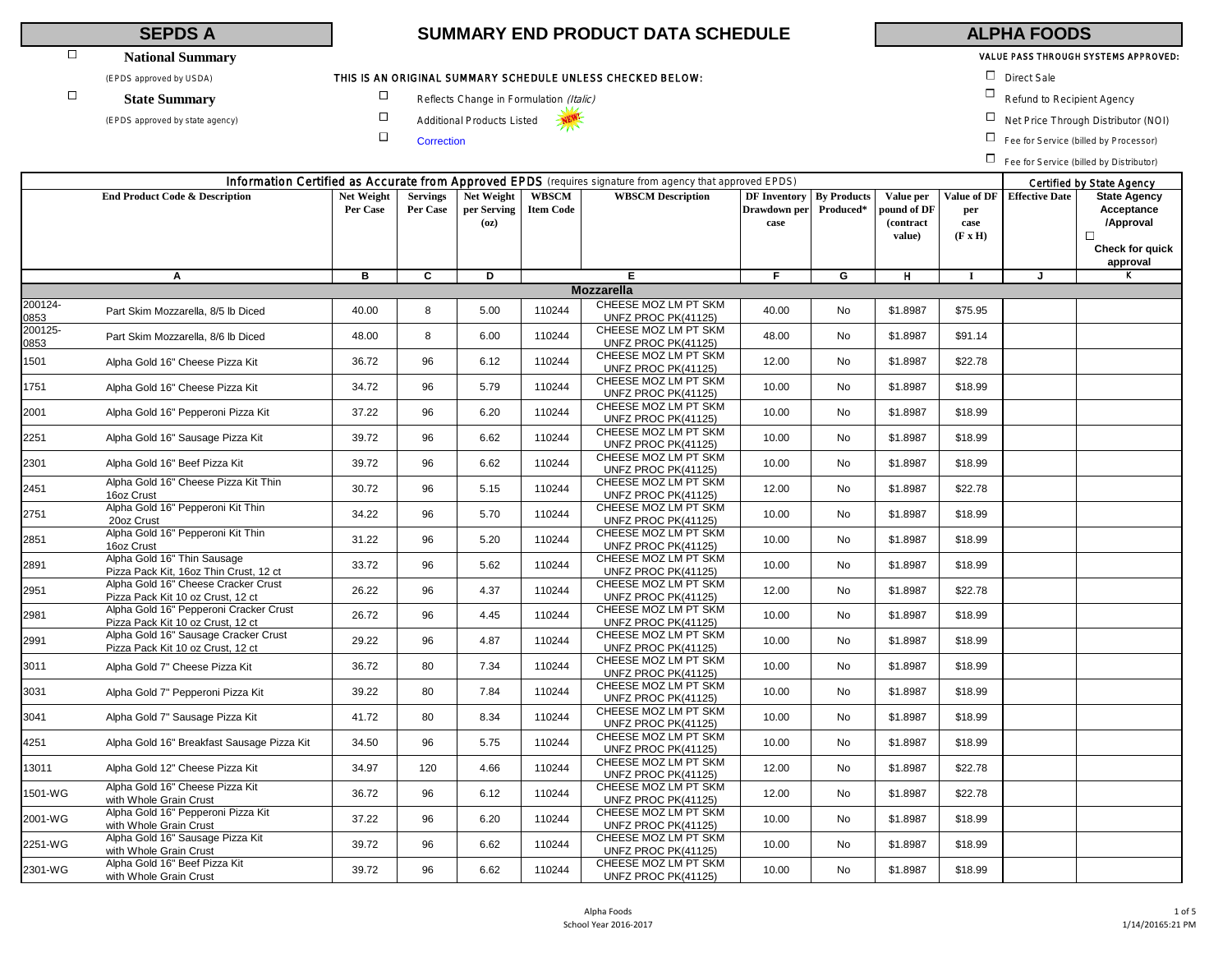**SEPDS A** | **SUMMARY END PRODUCT DATA SCHEDULE** | **ALPHA FOODS**

☐ **National Summary**
(EPDS approved by USDA)

☐ **State Summary**
(EPDS approved by state agency)

THIS IS AN ORIGINAL SUMMARY SCHEDULE UNLESS CHECKED BELOW:

☐ Reflects Change in Formulation *(Italic)*
☐ Additional Products Listed
☐ Correction

VALUE PASS THROUGH SYSTEMS APPROVED:

☐ Direct Sale
☐ Refund to Recipient Agency
☐ Net Price Through Distributor (NOI)
☐ Fee for Service (billed by Processor)
☐ Fee for Service (billed by Distributor)

| Information Certified as Accurate from Approved EPDS (requires signature from agency that approved EPDS) | | | | | | | | | | | | | Certified by State Agency |
|---|---|---|---|---|---|---|---|---|---|---|---|---|---|
| End Product Code & Description | | Net Weight Per Case | Servings Per Case | Net Weight per Serving (oz) | WBSCM Item Code | WBSCM Description | DF Inventory Drawdown per case | By Products Produced* | Value per pound of DF (contract value) | Value of DF per case (F x H) | Effective Date | State Agency Acceptance /Approval ☐ Check for quick approval |
| A | | B | C | D | E | | F | G | H | I | J | K |
| **Mozzarella** | | | | | | | | | | | | |
| 200124-0853 | Part Skim Mozzarella, 8/5 lb Diced | 40.00 | 8 | 5.00 | 110244 | CHEESE MOZ LM PT SKM UNFZ PROC PK(41125) | 40.00 | No | $1.8987 | $75.95 | | |
| 200125-0853 | Part Skim Mozzarella, 8/6 lb Diced | 48.00 | 8 | 6.00 | 110244 | CHEESE MOZ LM PT SKM UNFZ PROC PK(41125) | 48.00 | No | $1.8987 | $91.14 | | |
| 1501 | Alpha Gold 16" Cheese Pizza Kit | 36.72 | 96 | 6.12 | 110244 | CHEESE MOZ LM PT SKM UNFZ PROC PK(41125) | 12.00 | No | $1.8987 | $22.78 | | |
| 1751 | Alpha Gold 16" Cheese Pizza Kit | 34.72 | 96 | 5.79 | 110244 | CHEESE MOZ LM PT SKM UNFZ PROC PK(41125) | 10.00 | No | $1.8987 | $18.99 | | |
| 2001 | Alpha Gold 16" Pepperoni Pizza Kit | 37.22 | 96 | 6.20 | 110244 | CHEESE MOZ LM PT SKM UNFZ PROC PK(41125) | 10.00 | No | $1.8987 | $18.99 | | |
| 2251 | Alpha Gold 16" Sausage Pizza Kit | 39.72 | 96 | 6.62 | 110244 | CHEESE MOZ LM PT SKM UNFZ PROC PK(41125) | 10.00 | No | $1.8987 | $18.99 | | |
| 2301 | Alpha Gold 16" Beef Pizza Kit | 39.72 | 96 | 6.62 | 110244 | CHEESE MOZ LM PT SKM UNFZ PROC PK(41125) | 10.00 | No | $1.8987 | $18.99 | | |
| 2451 | Alpha Gold 16" Cheese Pizza Kit Thin 16oz Crust | 30.72 | 96 | 5.15 | 110244 | CHEESE MOZ LM PT SKM UNFZ PROC PK(41125) | 12.00 | No | $1.8987 | $22.78 | | |
| 2751 | Alpha Gold 16" Pepperoni Kit Thin 20oz Crust | 34.22 | 96 | 5.70 | 110244 | CHEESE MOZ LM PT SKM UNFZ PROC PK(41125) | 10.00 | No | $1.8987 | $18.99 | | |
| 2851 | Alpha Gold 16" Pepperoni Kit Thin 16oz Crust | 31.22 | 96 | 5.20 | 110244 | CHEESE MOZ LM PT SKM UNFZ PROC PK(41125) | 10.00 | No | $1.8987 | $18.99 | | |
| 2891 | Alpha Gold 16" Thin Sausage Pizza Pack Kit, 16oz Thin Crust, 12 ct | 33.72 | 96 | 5.62 | 110244 | CHEESE MOZ LM PT SKM UNFZ PROC PK(41125) | 10.00 | No | $1.8987 | $18.99 | | |
| 2951 | Alpha Gold 16" Cheese Cracker Crust Pizza Pack Kit 10 oz Crust, 12 ct | 26.22 | 96 | 4.37 | 110244 | CHEESE MOZ LM PT SKM UNFZ PROC PK(41125) | 12.00 | No | $1.8987 | $22.78 | | |
| 2981 | Alpha Gold 16" Pepperoni Cracker Crust Pizza Pack Kit 10 oz Crust, 12 ct | 26.72 | 96 | 4.45 | 110244 | CHEESE MOZ LM PT SKM UNFZ PROC PK(41125) | 10.00 | No | $1.8987 | $18.99 | | |
| 2991 | Alpha Gold 16" Sausage Cracker Crust Pizza Pack Kit 10 oz Crust, 12 ct | 29.22 | 96 | 4.87 | 110244 | CHEESE MOZ LM PT SKM UNFZ PROC PK(41125) | 10.00 | No | $1.8987 | $18.99 | | |
| 3011 | Alpha Gold 7" Cheese Pizza Kit | 36.72 | 80 | 7.34 | 110244 | CHEESE MOZ LM PT SKM UNFZ PROC PK(41125) | 10.00 | No | $1.8987 | $18.99 | | |
| 3031 | Alpha Gold 7" Pepperoni Pizza Kit | 39.22 | 80 | 7.84 | 110244 | CHEESE MOZ LM PT SKM UNFZ PROC PK(41125) | 10.00 | No | $1.8987 | $18.99 | | |
| 3041 | Alpha Gold 7" Sausage Pizza Kit | 41.72 | 80 | 8.34 | 110244 | CHEESE MOZ LM PT SKM UNFZ PROC PK(41125) | 10.00 | No | $1.8987 | $18.99 | | |
| 4251 | Alpha Gold 16" Breakfast Sausage Pizza Kit | 34.50 | 96 | 5.75 | 110244 | CHEESE MOZ LM PT SKM UNFZ PROC PK(41125) | 10.00 | No | $1.8987 | $18.99 | | |
| 13011 | Alpha Gold 12" Cheese Pizza Kit | 34.97 | 120 | 4.66 | 110244 | CHEESE MOZ LM PT SKM UNFZ PROC PK(41125) | 12.00 | No | $1.8987 | $22.78 | | |
| 1501-WG | Alpha Gold 16" Cheese Pizza Kit with Whole Grain Crust | 36.72 | 96 | 6.12 | 110244 | CHEESE MOZ LM PT SKM UNFZ PROC PK(41125) | 12.00 | No | $1.8987 | $22.78 | | |
| 2001-WG | Alpha Gold 16" Pepperoni Pizza Kit with Whole Grain Crust | 37.22 | 96 | 6.20 | 110244 | CHEESE MOZ LM PT SKM UNFZ PROC PK(41125) | 10.00 | No | $1.8987 | $18.99 | | |
| 2251-WG | Alpha Gold 16" Sausage Pizza Kit with Whole Grain Crust | 39.72 | 96 | 6.62 | 110244 | CHEESE MOZ LM PT SKM UNFZ PROC PK(41125) | 10.00 | No | $1.8987 | $18.99 | | |
| 2301-WG | Alpha Gold 16" Beef Pizza Kit with Whole Grain Crust | 39.72 | 96 | 6.62 | 110244 | CHEESE MOZ LM PT SKM UNFZ PROC PK(41125) | 10.00 | No | $1.8987 | $18.99 | | |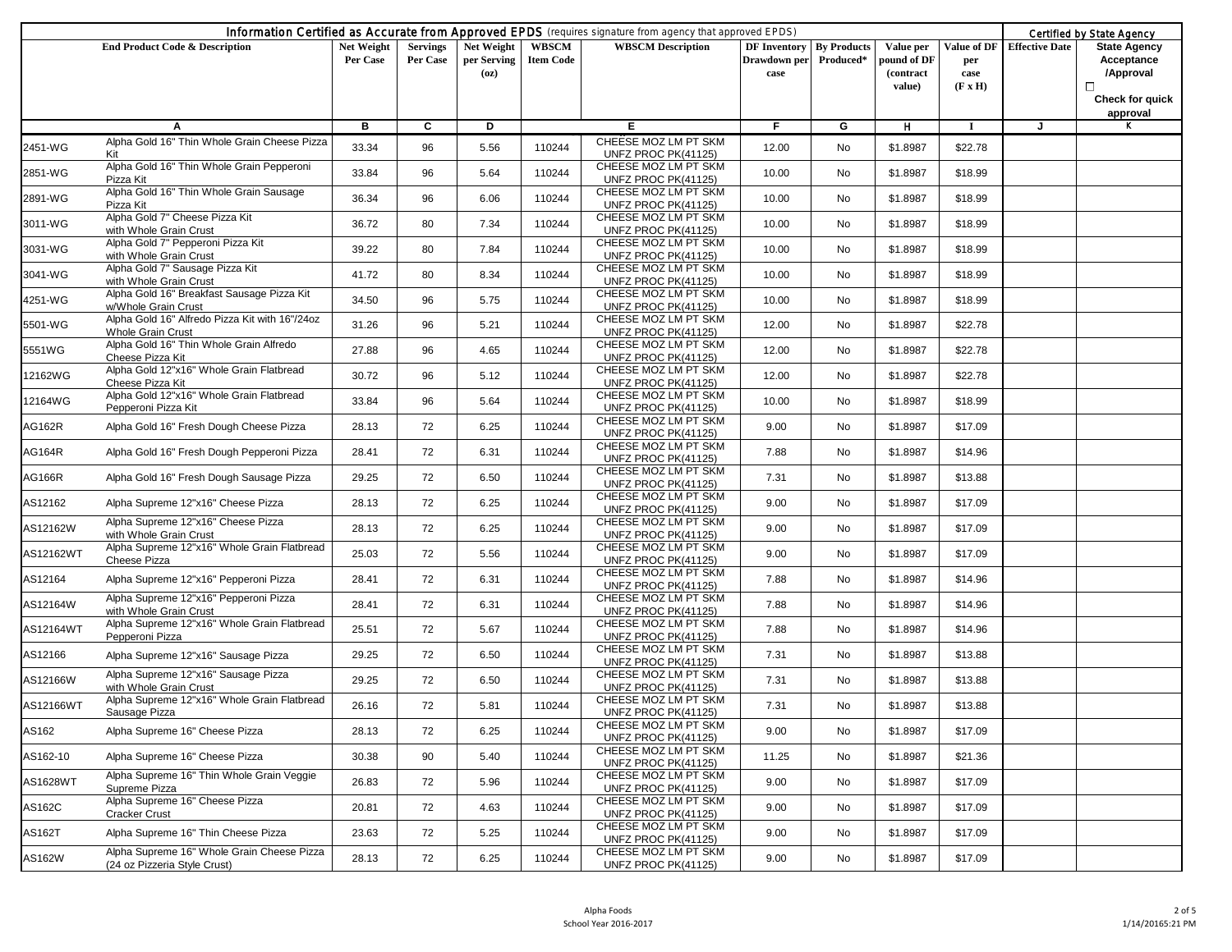| Information Certified as Accurate from Approved EPDS (requires signature from agency that approved EPDS) | | | | | | | | | | | | Certified by State Agency |
|---|---|---|---|---|---|---|---|---|---|---|---|---|
| End Product Code & Description | | Net Weight Per Case | Servings Per Case | Net Weight per Serving (oz) | WBSCM Item Code | WBSCM Description | DF Inventory Drawdown per case | By Products Produced* | Value per pound of DF (contract value) | Value of DF per case (F x H) | Effective Date | State Agency Acceptance /Approval ☐ Check for quick approval |
| A | | B | C | D | | E | F | G | H | I | J | K |
| 2451-WG | Alpha Gold 16" Thin Whole Grain Cheese Pizza Kit | 33.34 | 96 | 5.56 | 110244 | CHEESE MOZ LM PT SKM UNFZ PROC PK(41125) | 12.00 | No | $1.8987 | $22.78 | | |
| 2851-WG | Alpha Gold 16" Thin Whole Grain Pepperoni Pizza Kit | 33.84 | 96 | 5.64 | 110244 | CHEESE MOZ LM PT SKM UNFZ PROC PK(41125) | 10.00 | No | $1.8987 | $18.99 | | |
| 2891-WG | Alpha Gold 16" Thin Whole Grain Sausage Pizza Kit | 36.34 | 96 | 6.06 | 110244 | CHEESE MOZ LM PT SKM UNFZ PROC PK(41125) | 10.00 | No | $1.8987 | $18.99 | | |
| 3011-WG | Alpha Gold 7" Cheese Pizza Kit with Whole Grain Crust | 36.72 | 80 | 7.34 | 110244 | CHEESE MOZ LM PT SKM UNFZ PROC PK(41125) | 10.00 | No | $1.8987 | $18.99 | | |
| 3031-WG | Alpha Gold 7" Pepperoni Pizza Kit with Whole Grain Crust | 39.22 | 80 | 7.84 | 110244 | CHEESE MOZ LM PT SKM UNFZ PROC PK(41125) | 10.00 | No | $1.8987 | $18.99 | | |
| 3041-WG | Alpha Gold 7" Sausage Pizza Kit with Whole Grain Crust | 41.72 | 80 | 8.34 | 110244 | CHEESE MOZ LM PT SKM UNFZ PROC PK(41125) | 10.00 | No | $1.8987 | $18.99 | | |
| 4251-WG | Alpha Gold 16" Breakfast Sausage Pizza Kit w/Whole Grain Crust | 34.50 | 96 | 5.75 | 110244 | CHEESE MOZ LM PT SKM UNFZ PROC PK(41125) | 10.00 | No | $1.8987 | $18.99 | | |
| 5501-WG | Alpha Gold 16" Alfredo Pizza Kit with 16"/24oz Whole Grain Crust | 31.26 | 96 | 5.21 | 110244 | CHEESE MOZ LM PT SKM UNFZ PROC PK(41125) | 12.00 | No | $1.8987 | $22.78 | | |
| 5551WG | Alpha Gold 16" Thin Whole Grain Alfredo Cheese Pizza Kit | 27.88 | 96 | 4.65 | 110244 | CHEESE MOZ LM PT SKM UNFZ PROC PK(41125) | 12.00 | No | $1.8987 | $22.78 | | |
| 12162WG | Alpha Gold 12"x16" Whole Grain Flatbread Cheese Pizza Kit | 30.72 | 96 | 5.12 | 110244 | CHEESE MOZ LM PT SKM UNFZ PROC PK(41125) | 12.00 | No | $1.8987 | $22.78 | | |
| 12164WG | Alpha Gold 12"x16" Whole Grain Flatbread Pepperoni Pizza Kit | 33.84 | 96 | 5.64 | 110244 | CHEESE MOZ LM PT SKM UNFZ PROC PK(41125) | 10.00 | No | $1.8987 | $18.99 | | |
| AG162R | Alpha Gold 16" Fresh Dough Cheese Pizza | 28.13 | 72 | 6.25 | 110244 | CHEESE MOZ LM PT SKM UNFZ PROC PK(41125) | 9.00 | No | $1.8987 | $17.09 | | |
| AG164R | Alpha Gold 16" Fresh Dough Pepperoni Pizza | 28.41 | 72 | 6.31 | 110244 | CHEESE MOZ LM PT SKM UNFZ PROC PK(41125) | 7.88 | No | $1.8987 | $14.96 | | |
| AG166R | Alpha Gold 16" Fresh Dough Sausage Pizza | 29.25 | 72 | 6.50 | 110244 | CHEESE MOZ LM PT SKM UNFZ PROC PK(41125) | 7.31 | No | $1.8987 | $13.88 | | |
| AS12162 | Alpha Supreme 12"x16" Cheese Pizza | 28.13 | 72 | 6.25 | 110244 | CHEESE MOZ LM PT SKM UNFZ PROC PK(41125) | 9.00 | No | $1.8987 | $17.09 | | |
| AS12162W | Alpha Supreme 12"x16" Cheese Pizza with Whole Grain Crust | 28.13 | 72 | 6.25 | 110244 | CHEESE MOZ LM PT SKM UNFZ PROC PK(41125) | 9.00 | No | $1.8987 | $17.09 | | |
| AS12162WT | Alpha Supreme 12"x16" Whole Grain Flatbread Cheese Pizza | 25.03 | 72 | 5.56 | 110244 | CHEESE MOZ LM PT SKM UNFZ PROC PK(41125) | 9.00 | No | $1.8987 | $17.09 | | |
| AS12164 | Alpha Supreme 12"x16" Pepperoni Pizza | 28.41 | 72 | 6.31 | 110244 | CHEESE MOZ LM PT SKM UNFZ PROC PK(41125) | 7.88 | No | $1.8987 | $14.96 | | |
| AS12164W | Alpha Supreme 12"x16" Pepperoni Pizza with Whole Grain Crust | 28.41 | 72 | 6.31 | 110244 | CHEESE MOZ LM PT SKM UNFZ PROC PK(41125) | 7.88 | No | $1.8987 | $14.96 | | |
| AS12164WT | Alpha Supreme 12"x16" Whole Grain Flatbread Pepperoni Pizza | 25.51 | 72 | 5.67 | 110244 | CHEESE MOZ LM PT SKM UNFZ PROC PK(41125) | 7.88 | No | $1.8987 | $14.96 | | |
| AS12166 | Alpha Supreme 12"x16" Sausage Pizza | 29.25 | 72 | 6.50 | 110244 | CHEESE MOZ LM PT SKM UNFZ PROC PK(41125) | 7.31 | No | $1.8987 | $13.88 | | |
| AS12166W | Alpha Supreme 12"x16" Sausage Pizza with Whole Grain Crust | 29.25 | 72 | 6.50 | 110244 | CHEESE MOZ LM PT SKM UNFZ PROC PK(41125) | 7.31 | No | $1.8987 | $13.88 | | |
| AS12166WT | Alpha Supreme 12"x16" Whole Grain Flatbread Sausage Pizza | 26.16 | 72 | 5.81 | 110244 | CHEESE MOZ LM PT SKM UNFZ PROC PK(41125) | 7.31 | No | $1.8987 | $13.88 | | |
| AS162 | Alpha Supreme 16" Cheese Pizza | 28.13 | 72 | 6.25 | 110244 | CHEESE MOZ LM PT SKM UNFZ PROC PK(41125) | 9.00 | No | $1.8987 | $17.09 | | |
| AS162-10 | Alpha Supreme 16" Cheese Pizza | 30.38 | 90 | 5.40 | 110244 | CHEESE MOZ LM PT SKM UNFZ PROC PK(41125) | 11.25 | No | $1.8987 | $21.36 | | |
| AS1628WT | Alpha Supreme 16" Thin Whole Grain Veggie Supreme Pizza | 26.83 | 72 | 5.96 | 110244 | CHEESE MOZ LM PT SKM UNFZ PROC PK(41125) | 9.00 | No | $1.8987 | $17.09 | | |
| AS162C | Alpha Supreme 16" Cheese Pizza Cracker Crust | 20.81 | 72 | 4.63 | 110244 | CHEESE MOZ LM PT SKM UNFZ PROC PK(41125) | 9.00 | No | $1.8987 | $17.09 | | |
| AS162T | Alpha Supreme 16" Thin Cheese Pizza | 23.63 | 72 | 5.25 | 110244 | CHEESE MOZ LM PT SKM UNFZ PROC PK(41125) | 9.00 | No | $1.8987 | $17.09 | | |
| AS162W | Alpha Supreme 16" Whole Grain Cheese Pizza (24 oz Pizzeria Style Crust) | 28.13 | 72 | 6.25 | 110244 | CHEESE MOZ LM PT SKM UNFZ PROC PK(41125) | 9.00 | No | $1.8987 | $17.09 | | |

Alpha Foods
School Year 2016-2017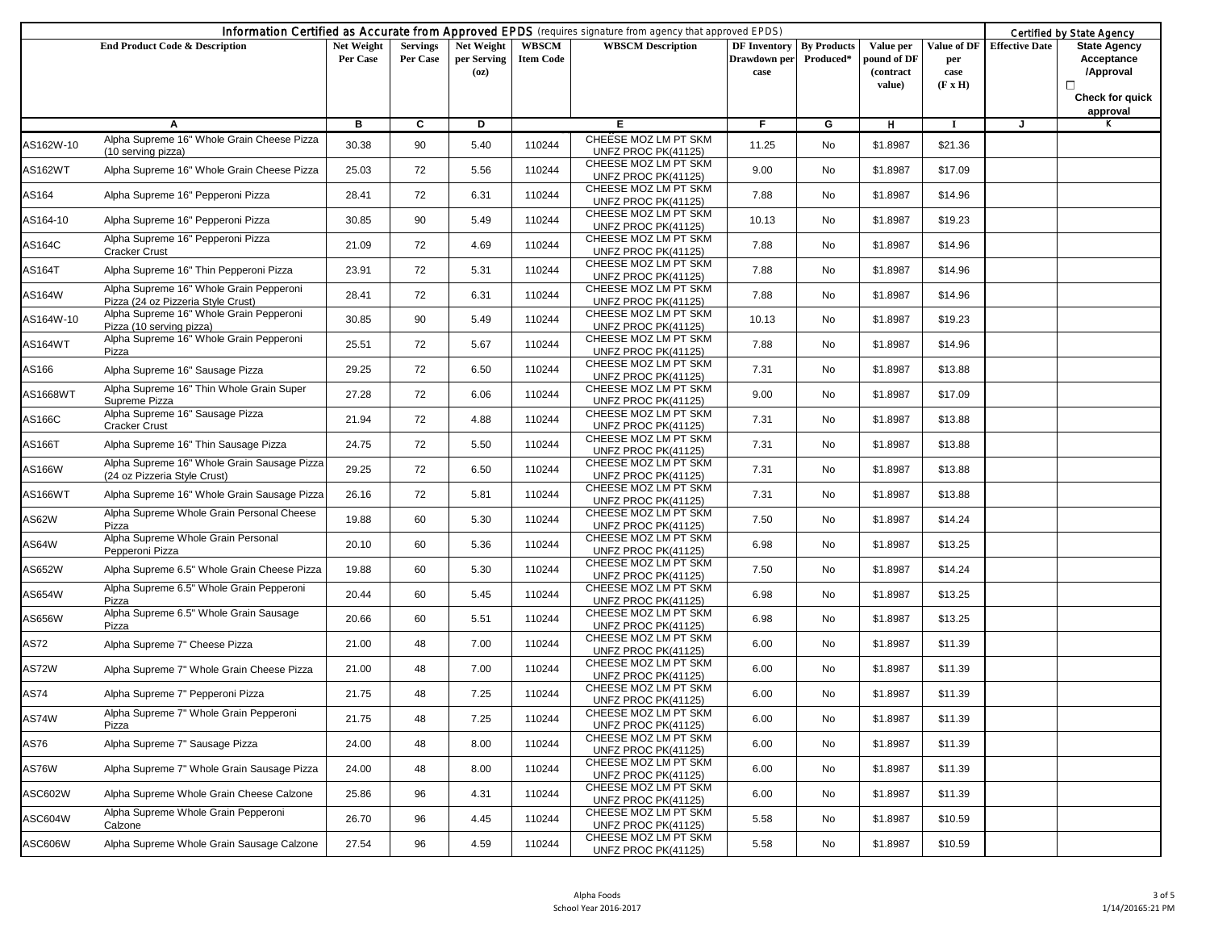| Information Certified as Accurate from Approved EPDS (requires signature from agency that approved EPDS) | | | | | | | | | | | | Certified by State Agency |
|---|---|---|---|---|---|---|---|---|---|---|---|---|
| End Product Code & Description | | Net Weight Per Case | Servings Per Case | Net Weight per Serving (oz) | WBSCM Item Code | WBSCM Description | DF Inventory Drawdown per case | By Products Produced* | Value per pound of DF (contract value) | Value of DF per case (F x H) | Effective Date | State Agency Acceptance /Approval ☐ Check for quick approval |
| A | | B | C | D | | E | F | G | H | I | J | K |
| AS162W-10 | Alpha Supreme 16" Whole Grain Cheese Pizza (10 serving pizza) | 30.38 | 90 | 5.40 | 110244 | CHEESE MOZ LM PT SKM UNFZ PROC PK(41125) | 11.25 | No | $1.8987 | $21.36 | | |
| AS162WT | Alpha Supreme 16" Whole Grain Cheese Pizza | 25.03 | 72 | 5.56 | 110244 | CHEESE MOZ LM PT SKM UNFZ PROC PK(41125) | 9.00 | No | $1.8987 | $17.09 | | |
| AS164 | Alpha Supreme 16" Pepperoni Pizza | 28.41 | 72 | 6.31 | 110244 | CHEESE MOZ LM PT SKM UNFZ PROC PK(41125) | 7.88 | No | $1.8987 | $14.96 | | |
| AS164-10 | Alpha Supreme 16" Pepperoni Pizza | 30.85 | 90 | 5.49 | 110244 | CHEESE MOZ LM PT SKM UNFZ PROC PK(41125) | 10.13 | No | $1.8987 | $19.23 | | |
| AS164C | Alpha Supreme 16" Pepperoni Pizza Cracker Crust | 21.09 | 72 | 4.69 | 110244 | CHEESE MOZ LM PT SKM UNFZ PROC PK(41125) | 7.88 | No | $1.8987 | $14.96 | | |
| AS164T | Alpha Supreme 16" Thin Pepperoni Pizza | 23.91 | 72 | 5.31 | 110244 | CHEESE MOZ LM PT SKM UNFZ PROC PK(41125) | 7.88 | No | $1.8987 | $14.96 | | |
| AS164W | Alpha Supreme 16" Whole Grain Pepperoni Pizza (24 oz Pizzeria Style Crust) | 28.41 | 72 | 6.31 | 110244 | CHEESE MOZ LM PT SKM UNFZ PROC PK(41125) | 7.88 | No | $1.8987 | $14.96 | | |
| AS164W-10 | Alpha Supreme 16" Whole Grain Pepperoni Pizza (10 serving pizza) | 30.85 | 90 | 5.49 | 110244 | CHEESE MOZ LM PT SKM UNFZ PROC PK(41125) | 10.13 | No | $1.8987 | $19.23 | | |
| AS164WT | Alpha Supreme 16" Whole Grain Pepperoni Pizza | 25.51 | 72 | 5.67 | 110244 | CHEESE MOZ LM PT SKM UNFZ PROC PK(41125) | 7.88 | No | $1.8987 | $14.96 | | |
| AS166 | Alpha Supreme 16" Sausage Pizza | 29.25 | 72 | 6.50 | 110244 | CHEESE MOZ LM PT SKM UNFZ PROC PK(41125) | 7.31 | No | $1.8987 | $13.88 | | |
| AS1668WT | Alpha Supreme 16" Thin Whole Grain Super Supreme Pizza | 27.28 | 72 | 6.06 | 110244 | CHEESE MOZ LM PT SKM UNFZ PROC PK(41125) | 9.00 | No | $1.8987 | $17.09 | | |
| AS166C | Alpha Supreme 16" Sausage Pizza Cracker Crust | 21.94 | 72 | 4.88 | 110244 | CHEESE MOZ LM PT SKM UNFZ PROC PK(41125) | 7.31 | No | $1.8987 | $13.88 | | |
| AS166T | Alpha Supreme 16" Thin Sausage Pizza | 24.75 | 72 | 5.50 | 110244 | CHEESE MOZ LM PT SKM UNFZ PROC PK(41125) | 7.31 | No | $1.8987 | $13.88 | | |
| AS166W | Alpha Supreme 16" Whole Grain Sausage Pizza (24 oz Pizzeria Style Crust) | 29.25 | 72 | 6.50 | 110244 | CHEESE MOZ LM PT SKM UNFZ PROC PK(41125) | 7.31 | No | $1.8987 | $13.88 | | |
| AS166WT | Alpha Supreme 16" Whole Grain Sausage Pizza | 26.16 | 72 | 5.81 | 110244 | CHEESE MOZ LM PT SKM UNFZ PROC PK(41125) | 7.31 | No | $1.8987 | $13.88 | | |
| AS62W | Alpha Supreme Whole Grain Personal Cheese Pizza | 19.88 | 60 | 5.30 | 110244 | CHEESE MOZ LM PT SKM UNFZ PROC PK(41125) | 7.50 | No | $1.8987 | $14.24 | | |
| AS64W | Alpha Supreme Whole Grain Personal Pepperoni Pizza | 20.10 | 60 | 5.36 | 110244 | CHEESE MOZ LM PT SKM UNFZ PROC PK(41125) | 6.98 | No | $1.8987 | $13.25 | | |
| AS652W | Alpha Supreme 6.5" Whole Grain Cheese Pizza | 19.88 | 60 | 5.30 | 110244 | CHEESE MOZ LM PT SKM UNFZ PROC PK(41125) | 7.50 | No | $1.8987 | $14.24 | | |
| AS654W | Alpha Supreme 6.5" Whole Grain Pepperoni Pizza | 20.44 | 60 | 5.45 | 110244 | CHEESE MOZ LM PT SKM UNFZ PROC PK(41125) | 6.98 | No | $1.8987 | $13.25 | | |
| AS656W | Alpha Supreme 6.5" Whole Grain Sausage Pizza | 20.66 | 60 | 5.51 | 110244 | CHEESE MOZ LM PT SKM UNFZ PROC PK(41125) | 6.98 | No | $1.8987 | $13.25 | | |
| AS72 | Alpha Supreme 7" Cheese Pizza | 21.00 | 48 | 7.00 | 110244 | CHEESE MOZ LM PT SKM UNFZ PROC PK(41125) | 6.00 | No | $1.8987 | $11.39 | | |
| AS72W | Alpha Supreme 7" Whole Grain Cheese Pizza | 21.00 | 48 | 7.00 | 110244 | CHEESE MOZ LM PT SKM UNFZ PROC PK(41125) | 6.00 | No | $1.8987 | $11.39 | | |
| AS74 | Alpha Supreme 7" Pepperoni Pizza | 21.75 | 48 | 7.25 | 110244 | CHEESE MOZ LM PT SKM UNFZ PROC PK(41125) | 6.00 | No | $1.8987 | $11.39 | | |
| AS74W | Alpha Supreme 7" Whole Grain Pepperoni Pizza | 21.75 | 48 | 7.25 | 110244 | CHEESE MOZ LM PT SKM UNFZ PROC PK(41125) | 6.00 | No | $1.8987 | $11.39 | | |
| AS76 | Alpha Supreme 7" Sausage Pizza | 24.00 | 48 | 8.00 | 110244 | CHEESE MOZ LM PT SKM UNFZ PROC PK(41125) | 6.00 | No | $1.8987 | $11.39 | | |
| AS76W | Alpha Supreme 7" Whole Grain Sausage Pizza | 24.00 | 48 | 8.00 | 110244 | CHEESE MOZ LM PT SKM UNFZ PROC PK(41125) | 6.00 | No | $1.8987 | $11.39 | | |
| ASC602W | Alpha Supreme Whole Grain Cheese Calzone | 25.86 | 96 | 4.31 | 110244 | CHEESE MOZ LM PT SKM UNFZ PROC PK(41125) | 6.00 | No | $1.8987 | $11.39 | | |
| ASC604W | Alpha Supreme Whole Grain Pepperoni Calzone | 26.70 | 96 | 4.45 | 110244 | CHEESE MOZ LM PT SKM UNFZ PROC PK(41125) | 5.58 | No | $1.8987 | $10.59 | | |
| ASC606W | Alpha Supreme Whole Grain Sausage Calzone | 27.54 | 96 | 4.59 | 110244 | CHEESE MOZ LM PT SKM UNFZ PROC PK(41125) | 5.58 | No | $1.8987 | $10.59 | | |

Alpha Foods
School Year 2016-2017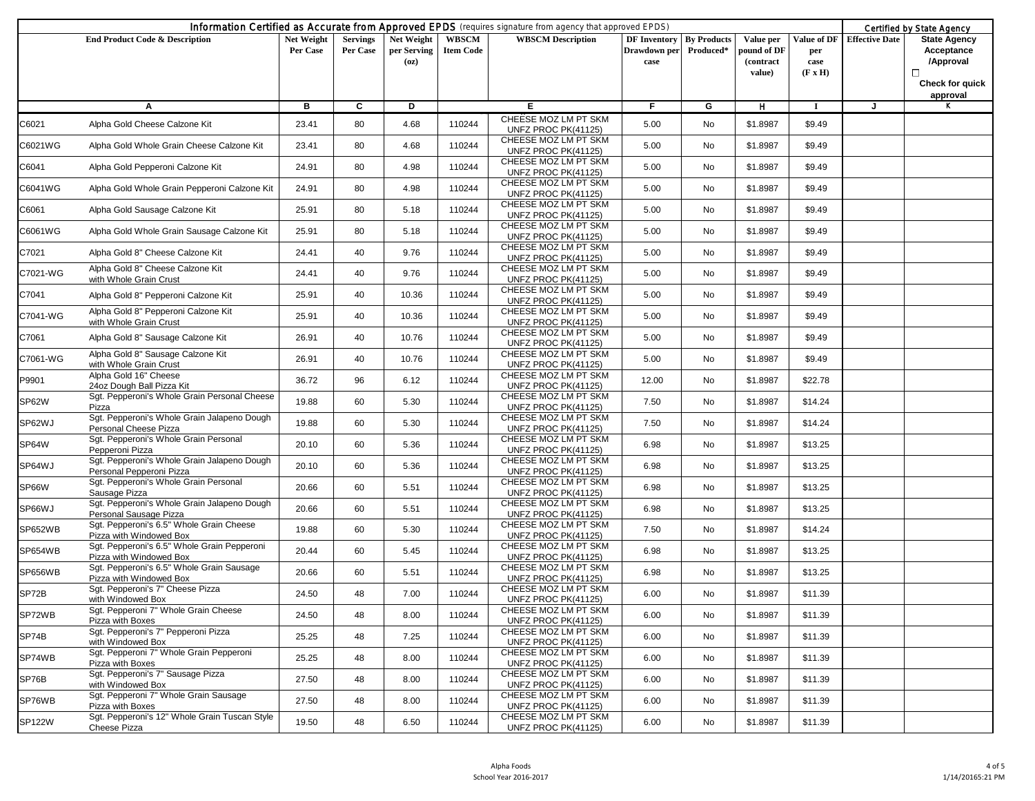| Information Certified as Accurate from Approved EPDS (requires signature from agency that approved EPDS) | | | | | | | | | | | | Certified by State Agency |
|---|---|---|---|---|---|---|---|---|---|---|---|---|
| End Product Code & Description | | Net Weight Per Case | Servings Per Case | Net Weight per Serving (oz) | WBSCM Item Code | WBSCM Description | DF Inventory Drawdown per case | By Products Produced* | Value per pound of DF (contract value) | Value of DF per case (F x H) | Effective Date | State Agency Acceptance /Approval ☐ Check for quick approval |
| A | | B | C | D | | E | F | G | H | I | J | K |
| C6021 | Alpha Gold Cheese Calzone Kit | 23.41 | 80 | 4.68 | 110244 | CHEESE MOZ LM PT SKM UNFZ PROC PK(41125) | 5.00 | No | $1.8987 | $9.49 | | |
| C6021WG | Alpha Gold Whole Grain Cheese Calzone Kit | 23.41 | 80 | 4.68 | 110244 | CHEESE MOZ LM PT SKM UNFZ PROC PK(41125) | 5.00 | No | $1.8987 | $9.49 | | |
| C6041 | Alpha Gold Pepperoni Calzone Kit | 24.91 | 80 | 4.98 | 110244 | CHEESE MOZ LM PT SKM UNFZ PROC PK(41125) | 5.00 | No | $1.8987 | $9.49 | | |
| C6041WG | Alpha Gold Whole Grain Pepperoni Calzone Kit | 24.91 | 80 | 4.98 | 110244 | CHEESE MOZ LM PT SKM UNFZ PROC PK(41125) | 5.00 | No | $1.8987 | $9.49 | | |
| C6061 | Alpha Gold Sausage Calzone Kit | 25.91 | 80 | 5.18 | 110244 | CHEESE MOZ LM PT SKM UNFZ PROC PK(41125) | 5.00 | No | $1.8987 | $9.49 | | |
| C6061WG | Alpha Gold Whole Grain Sausage Calzone Kit | 25.91 | 80 | 5.18 | 110244 | CHEESE MOZ LM PT SKM UNFZ PROC PK(41125) | 5.00 | No | $1.8987 | $9.49 | | |
| C7021 | Alpha Gold 8" Cheese Calzone Kit | 24.41 | 40 | 9.76 | 110244 | CHEESE MOZ LM PT SKM UNFZ PROC PK(41125) | 5.00 | No | $1.8987 | $9.49 | | |
| C7021-WG | Alpha Gold 8" Cheese Calzone Kit with Whole Grain Crust | 24.41 | 40 | 9.76 | 110244 | CHEESE MOZ LM PT SKM UNFZ PROC PK(41125) | 5.00 | No | $1.8987 | $9.49 | | |
| C7041 | Alpha Gold 8" Pepperoni Calzone Kit | 25.91 | 40 | 10.36 | 110244 | CHEESE MOZ LM PT SKM UNFZ PROC PK(41125) | 5.00 | No | $1.8987 | $9.49 | | |
| C7041-WG | Alpha Gold 8" Pepperoni Calzone Kit with Whole Grain Crust | 25.91 | 40 | 10.36 | 110244 | CHEESE MOZ LM PT SKM UNFZ PROC PK(41125) | 5.00 | No | $1.8987 | $9.49 | | |
| C7061 | Alpha Gold 8" Sausage Calzone Kit | 26.91 | 40 | 10.76 | 110244 | CHEESE MOZ LM PT SKM UNFZ PROC PK(41125) | 5.00 | No | $1.8987 | $9.49 | | |
| C7061-WG | Alpha Gold 8" Sausage Calzone Kit with Whole Grain Crust | 26.91 | 40 | 10.76 | 110244 | CHEESE MOZ LM PT SKM UNFZ PROC PK(41125) | 5.00 | No | $1.8987 | $9.49 | | |
| P9901 | Alpha Gold 16" Cheese 24oz Dough Ball Pizza Kit | 36.72 | 96 | 6.12 | 110244 | CHEESE MOZ LM PT SKM UNFZ PROC PK(41125) | 12.00 | No | $1.8987 | $22.78 | | |
| SP62W | Sgt. Pepperoni's Whole Grain Personal Cheese Pizza | 19.88 | 60 | 5.30 | 110244 | CHEESE MOZ LM PT SKM UNFZ PROC PK(41125) | 7.50 | No | $1.8987 | $14.24 | | |
| SP62WJ | Sgt. Pepperoni's Whole Grain Jalapeno Dough Personal Cheese Pizza | 19.88 | 60 | 5.30 | 110244 | CHEESE MOZ LM PT SKM UNFZ PROC PK(41125) | 7.50 | No | $1.8987 | $14.24 | | |
| SP64W | Sgt. Pepperoni's Whole Grain Personal Pepperoni Pizza | 20.10 | 60 | 5.36 | 110244 | CHEESE MOZ LM PT SKM UNFZ PROC PK(41125) | 6.98 | No | $1.8987 | $13.25 | | |
| SP64WJ | Sgt. Pepperoni's Whole Grain Jalapeno Dough Personal Pepperoni Pizza | 20.10 | 60 | 5.36 | 110244 | CHEESE MOZ LM PT SKM UNFZ PROC PK(41125) | 6.98 | No | $1.8987 | $13.25 | | |
| SP66W | Sgt. Pepperoni's Whole Grain Personal Sausage Pizza | 20.66 | 60 | 5.51 | 110244 | CHEESE MOZ LM PT SKM UNFZ PROC PK(41125) | 6.98 | No | $1.8987 | $13.25 | | |
| SP66WJ | Sgt. Pepperoni's Whole Grain Jalapeno Dough Personal Sausage Pizza | 20.66 | 60 | 5.51 | 110244 | CHEESE MOZ LM PT SKM UNFZ PROC PK(41125) | 6.98 | No | $1.8987 | $13.25 | | |
| SP652WB | Sgt. Pepperoni's 6.5" Whole Grain Cheese Pizza with Windowed Box | 19.88 | 60 | 5.30 | 110244 | CHEESE MOZ LM PT SKM UNFZ PROC PK(41125) | 7.50 | No | $1.8987 | $14.24 | | |
| SP654WB | Sgt. Pepperoni's 6.5" Whole Grain Pepperoni Pizza with Windowed Box | 20.44 | 60 | 5.45 | 110244 | CHEESE MOZ LM PT SKM UNFZ PROC PK(41125) | 6.98 | No | $1.8987 | $13.25 | | |
| SP656WB | Sgt. Pepperoni's 6.5" Whole Grain Sausage Pizza with Windowed Box | 20.66 | 60 | 5.51 | 110244 | CHEESE MOZ LM PT SKM UNFZ PROC PK(41125) | 6.98 | No | $1.8987 | $13.25 | | |
| SP72B | Sgt. Pepperoni's 7" Cheese Pizza with Windowed Box | 24.50 | 48 | 7.00 | 110244 | CHEESE MOZ LM PT SKM UNFZ PROC PK(41125) | 6.00 | No | $1.8987 | $11.39 | | |
| SP72WB | Sgt. Pepperoni 7" Whole Grain Cheese Pizza with Boxes | 24.50 | 48 | 8.00 | 110244 | CHEESE MOZ LM PT SKM UNFZ PROC PK(41125) | 6.00 | No | $1.8987 | $11.39 | | |
| SP74B | Sgt. Pepperoni's 7" Pepperoni Pizza with Windowed Box | 25.25 | 48 | 7.25 | 110244 | CHEESE MOZ LM PT SKM UNFZ PROC PK(41125) | 6.00 | No | $1.8987 | $11.39 | | |
| SP74WB | Sgt. Pepperoni 7" Whole Grain Pepperoni Pizza with Boxes | 25.25 | 48 | 8.00 | 110244 | CHEESE MOZ LM PT SKM UNFZ PROC PK(41125) | 6.00 | No | $1.8987 | $11.39 | | |
| SP76B | Sgt. Pepperoni's 7" Sausage Pizza with Windowed Box | 27.50 | 48 | 8.00 | 110244 | CHEESE MOZ LM PT SKM UNFZ PROC PK(41125) | 6.00 | No | $1.8987 | $11.39 | | |
| SP76WB | Sgt. Pepperoni 7" Whole Grain Sausage Pizza with Boxes | 27.50 | 48 | 8.00 | 110244 | CHEESE MOZ LM PT SKM UNFZ PROC PK(41125) | 6.00 | No | $1.8987 | $11.39 | | |
| SP122W | Sgt. Pepperoni's 12" Whole Grain Tuscan Style Cheese Pizza | 19.50 | 48 | 6.50 | 110244 | CHEESE MOZ LM PT SKM UNFZ PROC PK(41125) | 6.00 | No | $1.8987 | $11.39 | | |

Alpha Foods
School Year 2016-2017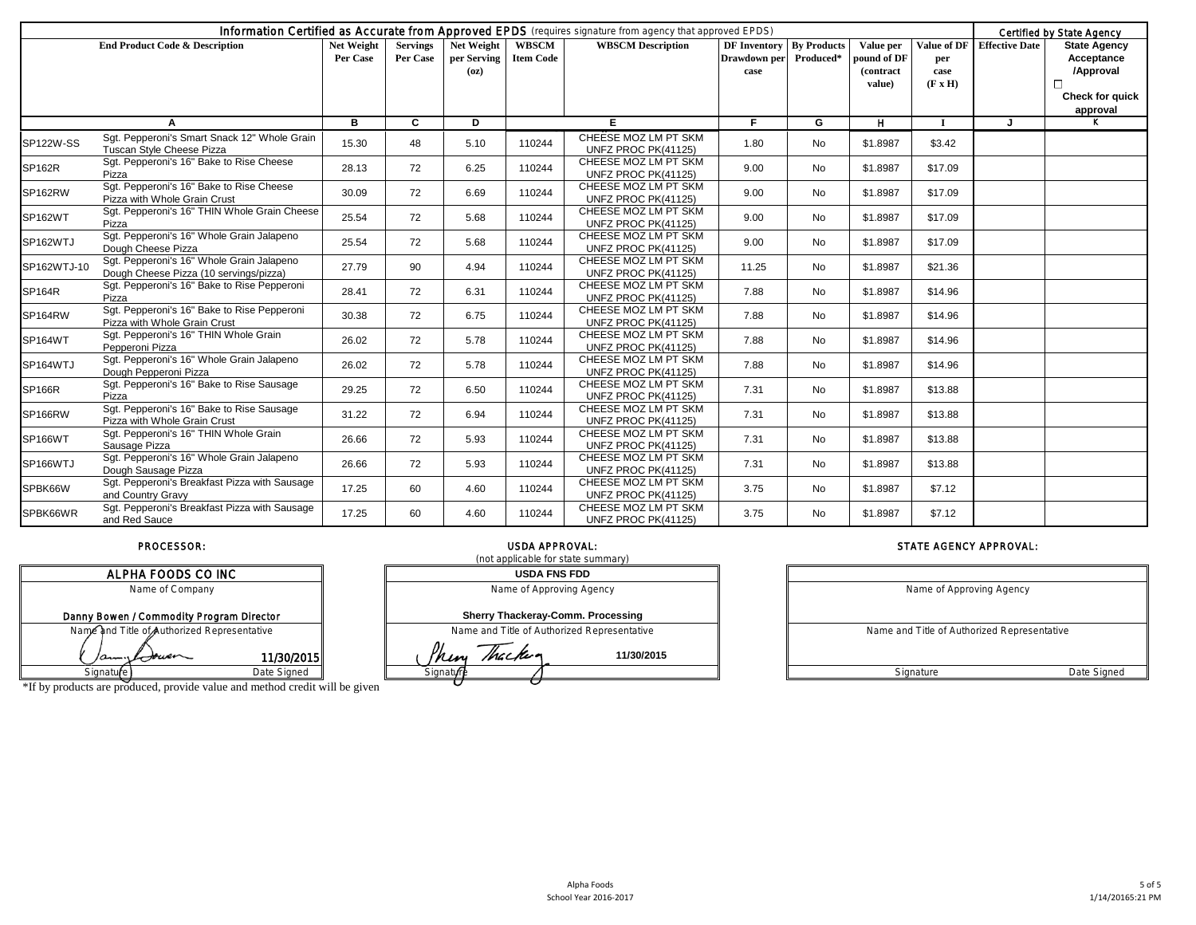| Information Certified as Accurate from Approved EPDS (requires signature from agency that approved EPDS) | | | | | | | | | | | | Certified by State Agency |
|---|---|---|---|---|---|---|---|---|---|---|---|---|
| End Product Code & Description | | Net Weight Per Case | Servings Per Case | Net Weight per Serving (oz) | WBSCM Item Code | WBSCM Description | DF Inventory Drawdown per case | By Products Produced* | Value per pound of DF (contract value) | Value of DF per case (F x H) | Effective Date | State Agency Acceptance /Approval ☐ Check for quick approval |
| A | | B | C | D | | E | F | G | H | I | J | K |
| SP122W-SS | Sgt. Pepperoni's Smart Snack 12" Whole Grain Tuscan Style Cheese Pizza | 15.30 | 48 | 5.10 | 110244 | CHEESE MOZ LM PT SKM UNFZ PROC PK(41125) | 1.80 | No | $1.8987 | $3.42 | | |
| SP162R | Sgt. Pepperoni's 16" Bake to Rise Cheese Pizza | 28.13 | 72 | 6.25 | 110244 | CHEESE MOZ LM PT SKM UNFZ PROC PK(41125) | 9.00 | No | $1.8987 | $17.09 | | |
| SP162RW | Sgt. Pepperoni's 16" Bake to Rise Cheese Pizza with Whole Grain Crust | 30.09 | 72 | 6.69 | 110244 | CHEESE MOZ LM PT SKM UNFZ PROC PK(41125) | 9.00 | No | $1.8987 | $17.09 | | |
| SP162WT | Sgt. Pepperoni's 16" THIN Whole Grain Cheese Pizza | 25.54 | 72 | 5.68 | 110244 | CHEESE MOZ LM PT SKM UNFZ PROC PK(41125) | 9.00 | No | $1.8987 | $17.09 | | |
| SP162WTJ | Sgt. Pepperoni's 16" Whole Grain Jalapeno Dough Cheese Pizza | 25.54 | 72 | 5.68 | 110244 | CHEESE MOZ LM PT SKM UNFZ PROC PK(41125) | 9.00 | No | $1.8987 | $17.09 | | |
| SP162WTJ-10 | Sgt. Pepperoni's 16" Whole Grain Jalapeno Dough Cheese Pizza (10 servings/pizza) | 27.79 | 90 | 4.94 | 110244 | CHEESE MOZ LM PT SKM UNFZ PROC PK(41125) | 11.25 | No | $1.8987 | $21.36 | | |
| SP164R | Sgt. Pepperoni's 16" Bake to Rise Pepperoni Pizza | 28.41 | 72 | 6.31 | 110244 | CHEESE MOZ LM PT SKM UNFZ PROC PK(41125) | 7.88 | No | $1.8987 | $14.96 | | |
| SP164RW | Sgt. Pepperoni's 16" Bake to Rise Pepperoni Pizza with Whole Grain Crust | 30.38 | 72 | 6.75 | 110244 | CHEESE MOZ LM PT SKM UNFZ PROC PK(41125) | 7.88 | No | $1.8987 | $14.96 | | |
| SP164WT | Sgt. Pepperoni's 16" THIN Whole Grain Pepperoni Pizza | 26.02 | 72 | 5.78 | 110244 | CHEESE MOZ LM PT SKM UNFZ PROC PK(41125) | 7.88 | No | $1.8987 | $14.96 | | |
| SP164WTJ | Sgt. Pepperoni's 16" Whole Grain Jalapeno Dough Pepperoni Pizza | 26.02 | 72 | 5.78 | 110244 | CHEESE MOZ LM PT SKM UNFZ PROC PK(41125) | 7.88 | No | $1.8987 | $14.96 | | |
| SP166R | Sgt. Pepperoni's 16" Bake to Rise Sausage Pizza | 29.25 | 72 | 6.50 | 110244 | CHEESE MOZ LM PT SKM UNFZ PROC PK(41125) | 7.31 | No | $1.8987 | $13.88 | | |
| SP166RW | Sgt. Pepperoni's 16" Bake to Rise Sausage Pizza with Whole Grain Crust | 31.22 | 72 | 6.94 | 110244 | CHEESE MOZ LM PT SKM UNFZ PROC PK(41125) | 7.31 | No | $1.8987 | $13.88 | | |
| SP166WT | Sgt. Pepperoni's 16" THIN Whole Grain Sausage Pizza | 26.66 | 72 | 5.93 | 110244 | CHEESE MOZ LM PT SKM UNFZ PROC PK(41125) | 7.31 | No | $1.8987 | $13.88 | | |
| SP166WTJ | Sgt. Pepperoni's 16" Whole Grain Jalapeno Dough Sausage Pizza | 26.66 | 72 | 5.93 | 110244 | CHEESE MOZ LM PT SKM UNFZ PROC PK(41125) | 7.31 | No | $1.8987 | $13.88 | | |
| SPBK66W | Sgt. Pepperoni's Breakfast Pizza with Sausage and Country Gravy | 17.25 | 60 | 4.60 | 110244 | CHEESE MOZ LM PT SKM UNFZ PROC PK(41125) | 3.75 | No | $1.8987 | $7.12 | | |
| SPBK66WR | Sgt. Pepperoni's Breakfast Pizza with Sausage and Red Sauce | 17.25 | 60 | 4.60 | 110244 | CHEESE MOZ LM PT SKM UNFZ PROC PK(41125) | 3.75 | No | $1.8987 | $7.12 | | |

**PROCESSOR:**

ALPHA FOODS CO INC
Name of Company

Danny Bowen / Commodity Program Director
Name and Title of Authorized Representative

Signature: Danny Bowen | Date Signed: 11/30/2015

**USDA APPROVAL:**
(not applicable for state summary)

USDA FNS FDD
Name of Approving Agency

Sherry Thackeray-Comm. Processing
Name and Title of Authorized Representative

Signature: Sherry Thackeray | Date Signed: 11/30/2015

**STATE AGENCY APPROVAL:**

Name of Approving Agency

Name and Title of Authorized Representative

Signature | Date Signed

*If by products are produced, provide value and method credit will be given

Alpha Foods
School Year 2016-2017